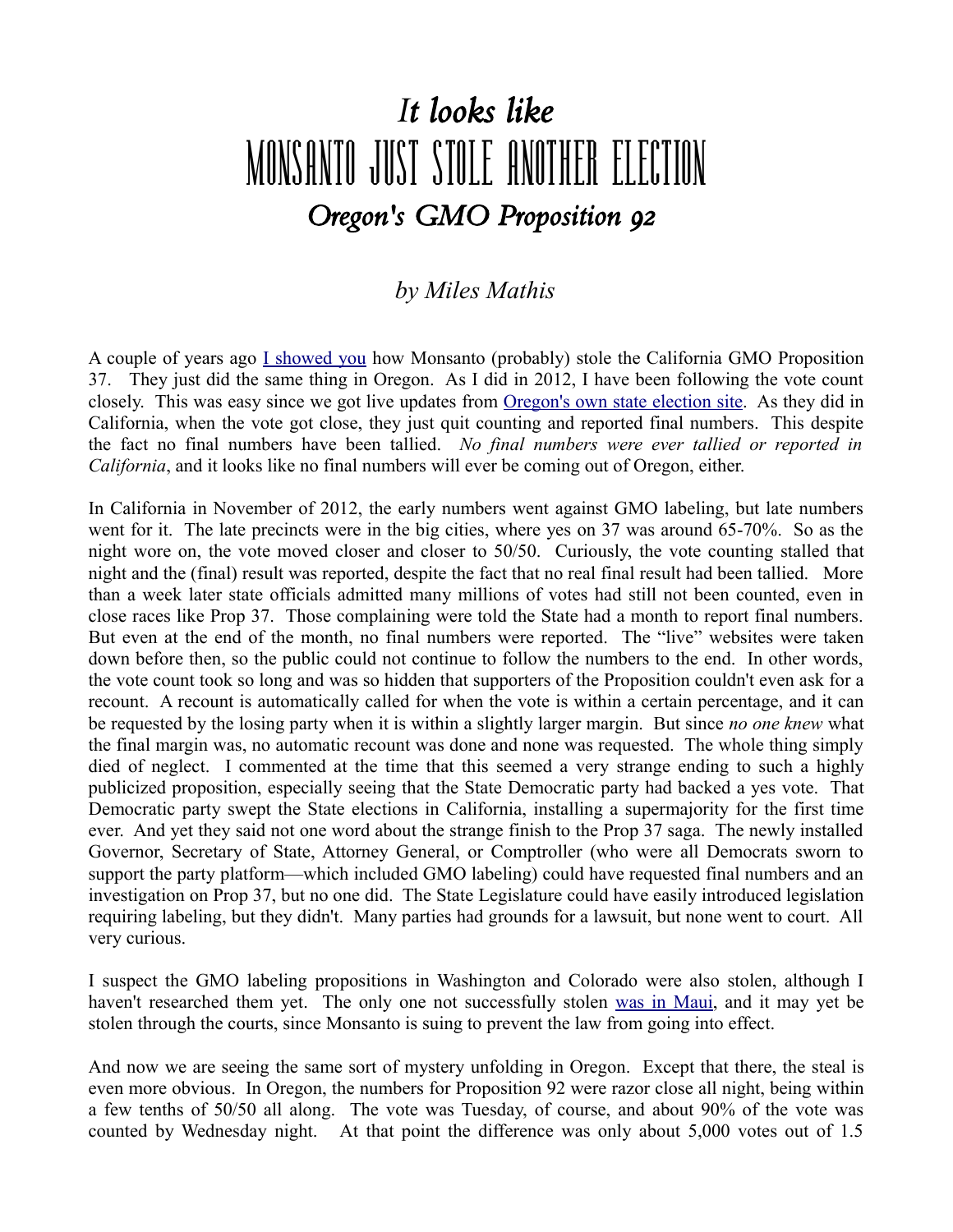# *It looks like*
# MONSANTO JUST STOLE ANOTHER ELECTION
## *Oregon's GMO Proposition 92*

### *by Miles Mathis*

A couple of years ago I showed you how Monsanto (probably) stole the California GMO Proposition 37. They just did the same thing in Oregon. As I did in 2012, I have been following the vote count closely. This was easy since we got live updates from Oregon's own state election site. As they did in California, when the vote got close, they just quit counting and reported final numbers. This despite the fact no final numbers have been tallied. *No final numbers were ever tallied or reported in California*, and it looks like no final numbers will ever be coming out of Oregon, either.

In California in November of 2012, the early numbers went against GMO labeling, but late numbers went for it. The late precincts were in the big cities, where yes on 37 was around 65-70%. So as the night wore on, the vote moved closer and closer to 50/50. Curiously, the vote counting stalled that night and the (final) result was reported, despite the fact that no real final result had been tallied. More than a week later state officials admitted many millions of votes had still not been counted, even in close races like Prop 37. Those complaining were told the State had a month to report final numbers. But even at the end of the month, no final numbers were reported. The "live" websites were taken down before then, so the public could not continue to follow the numbers to the end. In other words, the vote count took so long and was so hidden that supporters of the Proposition couldn't even ask for a recount. A recount is automatically called for when the vote is within a certain percentage, and it can be requested by the losing party when it is within a slightly larger margin. But since *no one knew* what the final margin was, no automatic recount was done and none was requested. The whole thing simply died of neglect. I commented at the time that this seemed a very strange ending to such a highly publicized proposition, especially seeing that the State Democratic party had backed a yes vote. That Democratic party swept the State elections in California, installing a supermajority for the first time ever. And yet they said not one word about the strange finish to the Prop 37 saga. The newly installed Governor, Secretary of State, Attorney General, or Comptroller (who were all Democrats sworn to support the party platform—which included GMO labeling) could have requested final numbers and an investigation on Prop 37, but no one did. The State Legislature could have easily introduced legislation requiring labeling, but they didn't. Many parties had grounds for a lawsuit, but none went to court. All very curious.

I suspect the GMO labeling propositions in Washington and Colorado were also stolen, although I haven't researched them yet. The only one not successfully stolen was in Maui, and it may yet be stolen through the courts, since Monsanto is suing to prevent the law from going into effect.

And now we are seeing the same sort of mystery unfolding in Oregon. Except that there, the steal is even more obvious. In Oregon, the numbers for Proposition 92 were razor close all night, being within a few tenths of 50/50 all along. The vote was Tuesday, of course, and about 90% of the vote was counted by Wednesday night. At that point the difference was only about 5,000 votes out of 1.5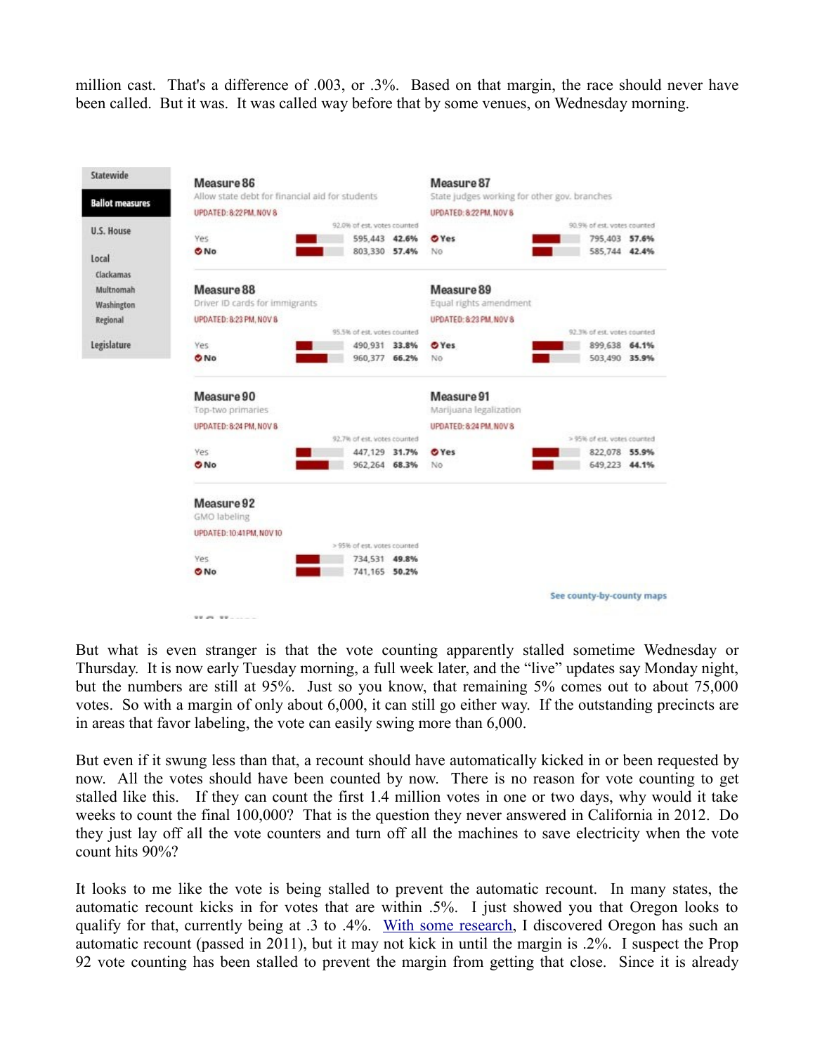million cast. That's a difference of .003, or .3%. Based on that margin, the race should never have been called. But it was. It was called way before that by some venues, on Wednesday morning.

| Statewide |
| --- |
| **Ballot measures** |
| U.S. House |
| Local |
| Clackamas |
| Multnomah |
| Washington |
| Regional |
| Legislature |

**Measure 86**
Allow state debt for financial aid for students
UPDATED: 8:22 PM, NOV 8
92.0% of est. votes counted

| | Votes | % |
| --- | --- | --- |
| Yes | 595,443 | 42.6% |
| ✔ No | 803,330 | 57.4% |

**Measure 87**
State judges working for other gov. branches
UPDATED: 8:22 PM, NOV 8
90.9% of est. votes counted

| | Votes | % |
| --- | --- | --- |
| ✔ Yes | 795,403 | 57.6% |
| No | 585,744 | 42.4% |

**Measure 88**
Driver ID cards for immigrants
UPDATED: 8:23 PM, NOV 8
95.5% of est. votes counted

| | Votes | % |
| --- | --- | --- |
| Yes | 490,931 | 33.8% |
| ✔ No | 960,377 | 66.2% |

**Measure 89**
Equal rights amendment
UPDATED: 8:23 PM, NOV 8
92.3% of est. votes counted

| | Votes | % |
| --- | --- | --- |
| ✔ Yes | 899,638 | 64.1% |
| No | 503,490 | 35.9% |

**Measure 90**
Top-two primaries
UPDATED: 8:24 PM, NOV 8
92.7% of est. votes counted

| | Votes | % |
| --- | --- | --- |
| Yes | 447,129 | 31.7% |
| ✔ No | 962,264 | 68.3% |

**Measure 91**
Marijuana legalization
UPDATED: 8:24 PM, NOV 8
> 95% of est. votes counted

| | Votes | % |
| --- | --- | --- |
| ✔ Yes | 822,078 | 55.9% |
| No | 649,223 | 44.1% |

**Measure 92**
GMO labeling
UPDATED: 10:41 PM, NOV 10
> 95% of est. votes counted

| | Votes | % |
| --- | --- | --- |
| Yes | 734,531 | 49.8% |
| ✔ No | 741,165 | 50.2% |

See county-by-county maps

But what is even stranger is that the vote counting apparently stalled sometime Wednesday or Thursday. It is now early Tuesday morning, a full week later, and the "live" updates say Monday night, but the numbers are still at 95%. Just so you know, that remaining 5% comes out to about 75,000 votes. So with a margin of only about 6,000, it can still go either way. If the outstanding precincts are in areas that favor labeling, the vote can easily swing more than 6,000.

But even if it swung less than that, a recount should have automatically kicked in or been requested by now. All the votes should have been counted by now. There is no reason for vote counting to get stalled like this. If they can count the first 1.4 million votes in one or two days, why would it take weeks to count the final 100,000? That is the question they never answered in California in 2012. Do they just lay off all the vote counters and turn off all the machines to save electricity when the vote count hits 90%?

It looks to me like the vote is being stalled to prevent the automatic recount. In many states, the automatic recount kicks in for votes that are within .5%. I just showed you that Oregon looks to qualify for that, currently being at .3 to .4%. With some research, I discovered Oregon has such an automatic recount (passed in 2011), but it may not kick in until the margin is .2%. I suspect the Prop 92 vote counting has been stalled to prevent the margin from getting that close. Since it is already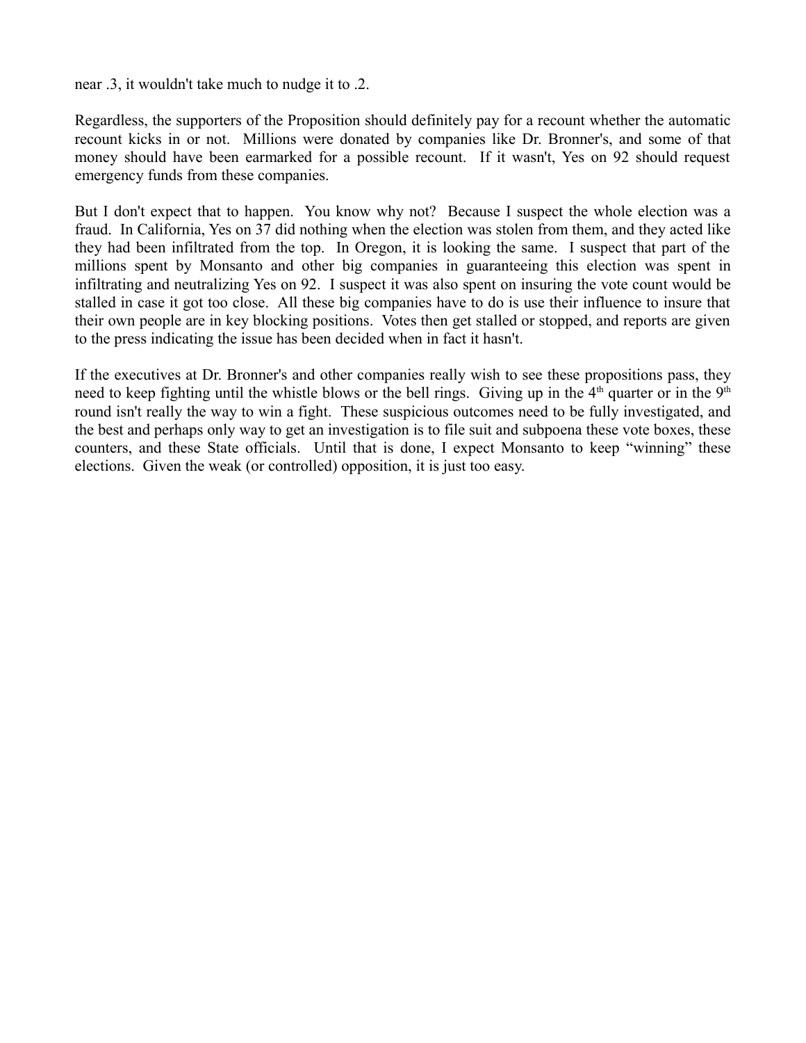near .3, it wouldn't take much to nudge it to .2.

Regardless, the supporters of the Proposition should definitely pay for a recount whether the automatic recount kicks in or not. Millions were donated by companies like Dr. Bronner's, and some of that money should have been earmarked for a possible recount. If it wasn't, Yes on 92 should request emergency funds from these companies.

But I don't expect that to happen. You know why not? Because I suspect the whole election was a fraud. In California, Yes on 37 did nothing when the election was stolen from them, and they acted like they had been infiltrated from the top. In Oregon, it is looking the same. I suspect that part of the millions spent by Monsanto and other big companies in guaranteeing this election was spent in infiltrating and neutralizing Yes on 92. I suspect it was also spent on insuring the vote count would be stalled in case it got too close. All these big companies have to do is use their influence to insure that their own people are in key blocking positions. Votes then get stalled or stopped, and reports are given to the press indicating the issue has been decided when in fact it hasn't.

If the executives at Dr. Bronner's and other companies really wish to see these propositions pass, they need to keep fighting until the whistle blows or the bell rings. Giving up in the 4th quarter or in the 9th round isn't really the way to win a fight. These suspicious outcomes need to be fully investigated, and the best and perhaps only way to get an investigation is to file suit and subpoena these vote boxes, these counters, and these State officials. Until that is done, I expect Monsanto to keep "winning" these elections. Given the weak (or controlled) opposition, it is just too easy.